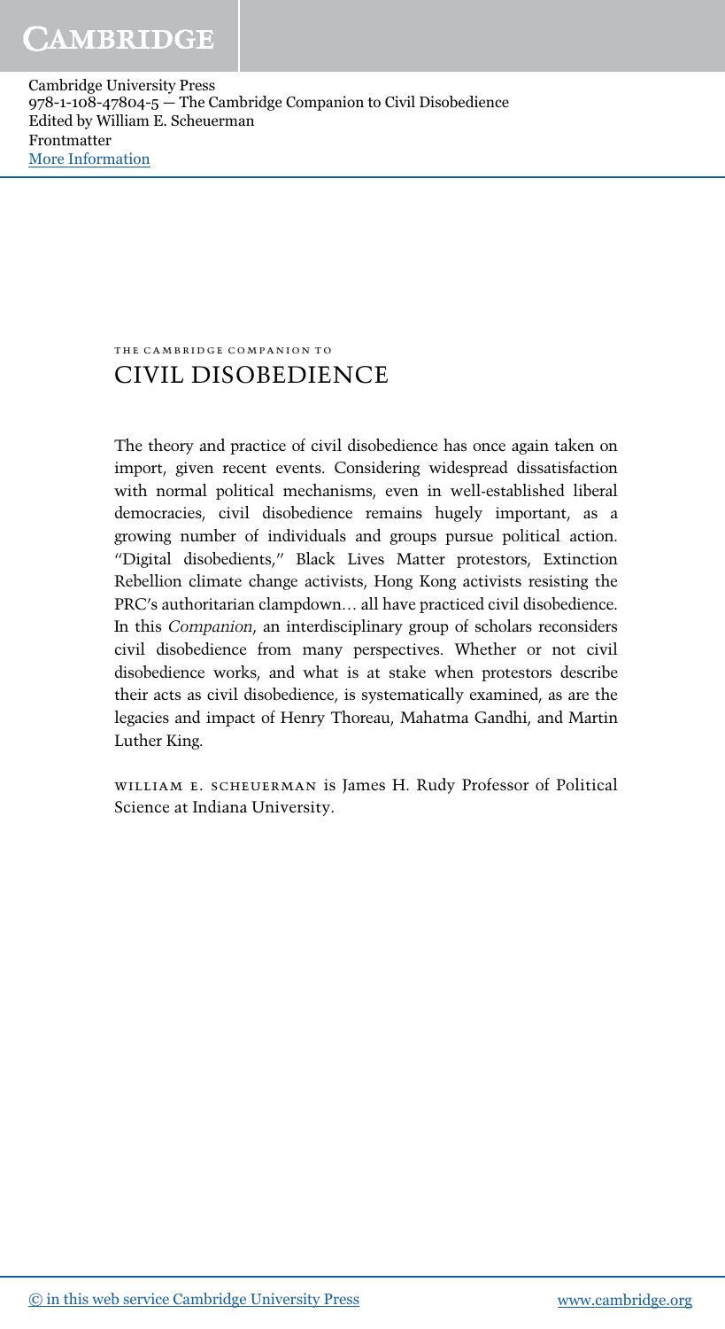# THE CAMBRIDGE COMPANION TO CIVIL DISOBEDIENCE

The theory and practice of civil disobedience has once again taken on import, given recent events. Considering widespread dissatisfaction with normal political mechanisms, even in well-established liberal democracies, civil disobedience remains hugely important, as a growing number of individuals and groups pursue political action. "Digital disobedients," Black Lives Matter protestors, Extinction Rebellion climate change activists, Hong Kong activists resisting the PRC's authoritarian clampdown… all have practiced civil disobedience. In this *Companion*, an interdisciplinary group of scholars reconsiders civil disobedience from many perspectives. Whether or not civil disobedience works, and what is at stake when protestors describe their acts as civil disobedience, is systematically examined, as are the legacies and impact of Henry Thoreau, Mahatma Gandhi, and Martin Luther King.

WILLIAM E. SCHEUERMAN is James H. Rudy Professor of Political Science at Indiana University.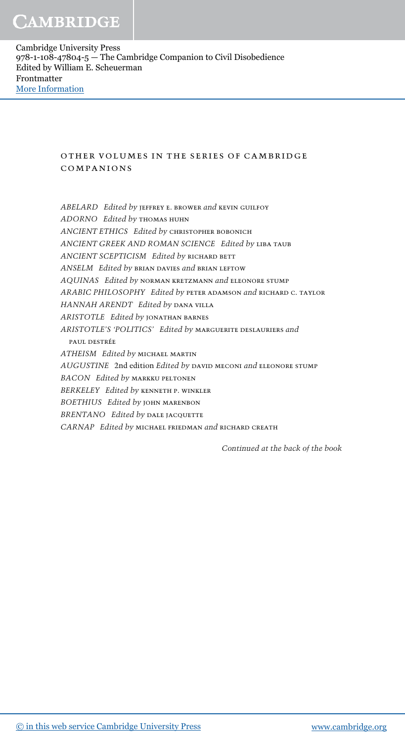## OTHER VOLUMES IN THE SERIES OF CAMBRIDGE COMPANIONS

*ABELARD* *Edited by* JEFFREY E. BROWER *and* KEVIN GUILFOY
*ADORNO* *Edited by* THOMAS HUHN
*ANCIENT ETHICS* *Edited by* CHRISTOPHER BOBONICH
*ANCIENT GREEK AND ROMAN SCIENCE* *Edited by* LIBA TAUB
*ANCIENT SCEPTICISM* *Edited by* RICHARD BETT
*ANSELM* *Edited by* BRIAN DAVIES *and* BRIAN LEFTOW
*AQUINAS* *Edited by* NORMAN KRETZMANN *and* ELEONORE STUMP
*ARABIC PHILOSOPHY* *Edited by* PETER ADAMSON *and* RICHARD C. TAYLOR
*HANNAH ARENDT* *Edited by* DANA VILLA
*ARISTOTLE* *Edited by* JONATHAN BARNES
*ARISTOTLE'S 'POLITICS'* *Edited by* MARGUERITE DESLAURIERS *and* PAUL DESTRÉE
*ATHEISM* *Edited by* MICHAEL MARTIN
*AUGUSTINE* 2nd edition *Edited by* DAVID MECONI *and* ELEONORE STUMP
*BACON* *Edited by* MARKKU PELTONEN
*BERKELEY* *Edited by* KENNETH P. WINKLER
*BOETHIUS* *Edited by* JOHN MARENBON
*BRENTANO* *Edited by* DALE JACQUETTE
*CARNAP* *Edited by* MICHAEL FRIEDMAN *and* RICHARD CREATH

*Continued at the back of the book*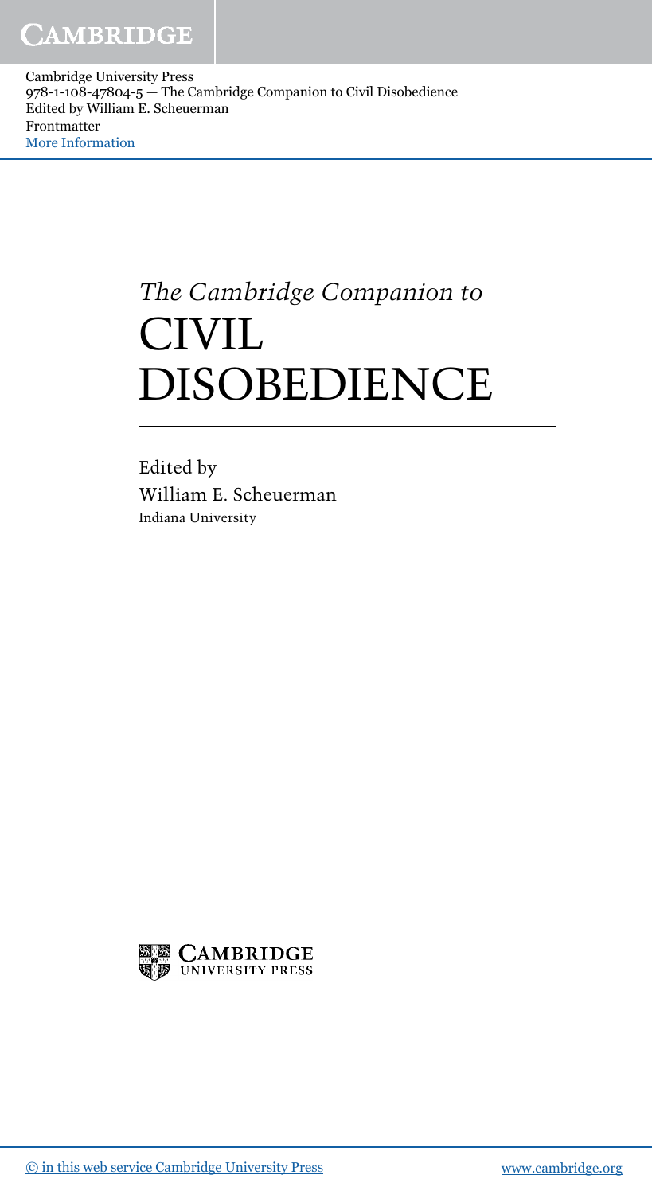# *The Cambridge Companion to* CIVIL DISOBEDIENCE

Edited by
William E. Scheuerman
Indiana University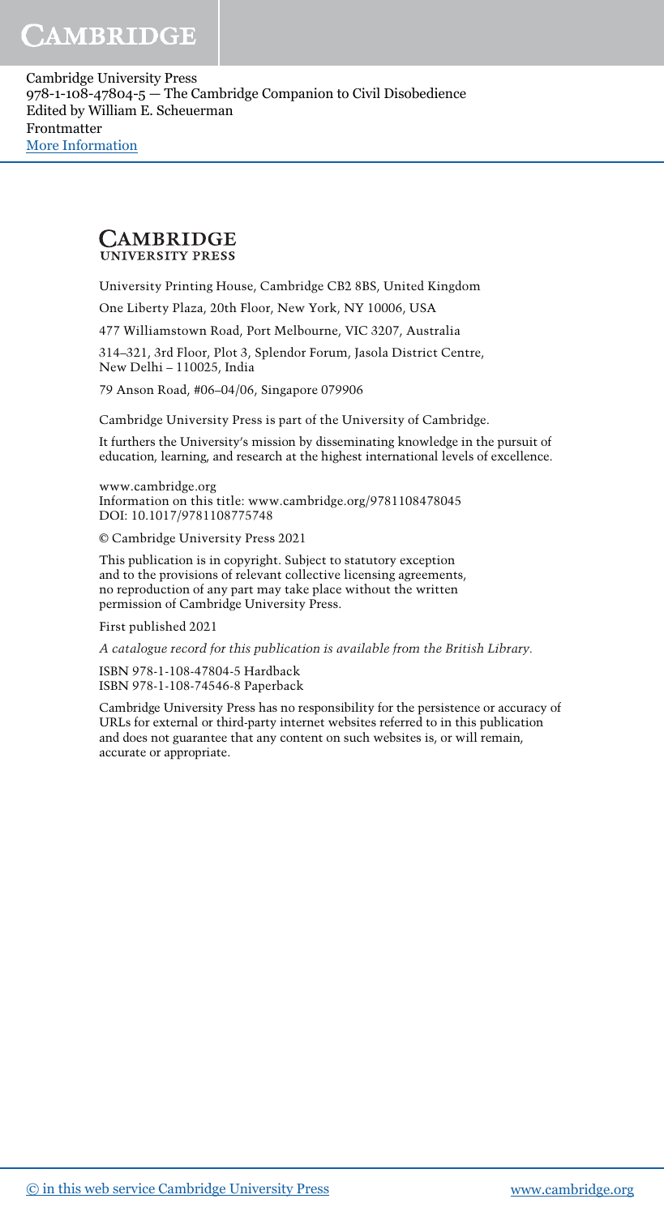**CAMBRIDGE**
UNIVERSITY PRESS

University Printing House, Cambridge CB2 8BS, United Kingdom

One Liberty Plaza, 20th Floor, New York, NY 10006, USA

477 Williamstown Road, Port Melbourne, VIC 3207, Australia

314–321, 3rd Floor, Plot 3, Splendor Forum, Jasola District Centre, New Delhi – 110025, India

79 Anson Road, #06–04/06, Singapore 079906

Cambridge University Press is part of the University of Cambridge.

It furthers the University's mission by disseminating knowledge in the pursuit of education, learning, and research at the highest international levels of excellence.

www.cambridge.org
Information on this title: www.cambridge.org/9781108478045
DOI: 10.1017/9781108775748

© Cambridge University Press 2021

This publication is in copyright. Subject to statutory exception and to the provisions of relevant collective licensing agreements, no reproduction of any part may take place without the written permission of Cambridge University Press.

First published 2021

*A catalogue record for this publication is available from the British Library.*

ISBN 978-1-108-47804-5 Hardback
ISBN 978-1-108-74546-8 Paperback

Cambridge University Press has no responsibility for the persistence or accuracy of URLs for external or third-party internet websites referred to in this publication and does not guarantee that any content on such websites is, or will remain, accurate or appropriate.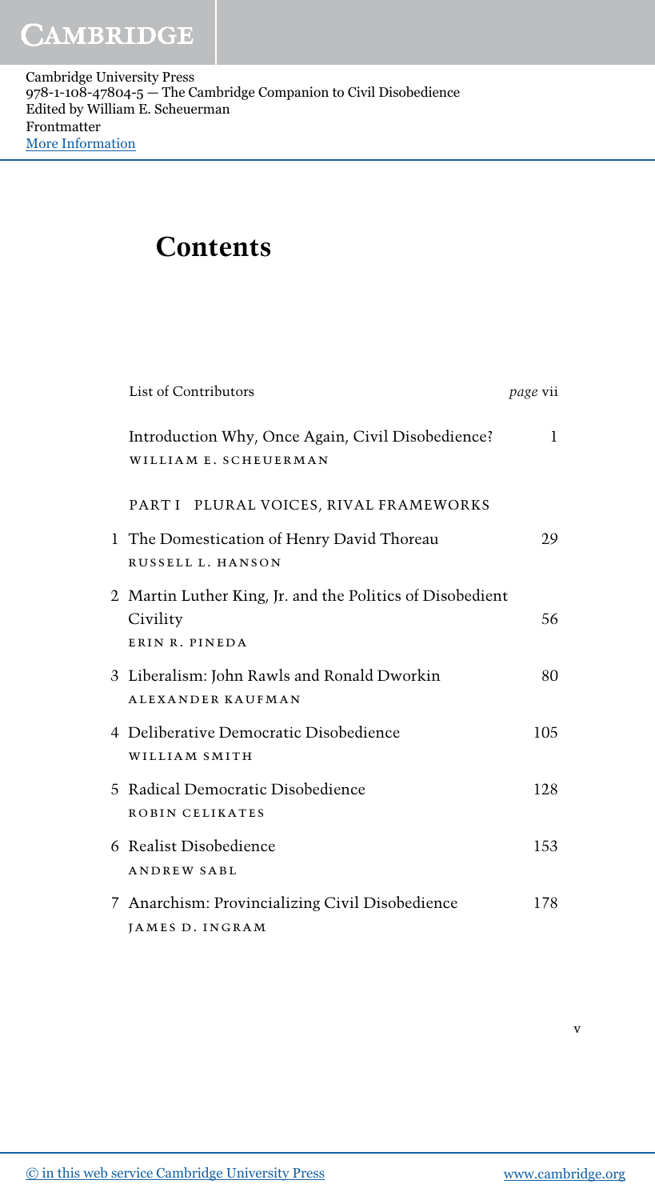# Contents

| | |
|---|---|
| List of Contributors | *page* vii |
| Introduction Why, Once Again, Civil Disobedience?<br>WILLIAM E. SCHEUERMAN | 1 |
| PART I PLURAL VOICES, RIVAL FRAMEWORKS | |
| 1 The Domestication of Henry David Thoreau<br>RUSSELL L. HANSON | 29 |
| 2 Martin Luther King, Jr. and the Politics of Disobedient Civility<br>ERIN R. PINEDA | 56 |
| 3 Liberalism: John Rawls and Ronald Dworkin<br>ALEXANDER KAUFMAN | 80 |
| 4 Deliberative Democratic Disobedience<br>WILLIAM SMITH | 105 |
| 5 Radical Democratic Disobedience<br>ROBIN CELIKATES | 128 |
| 6 Realist Disobedience<br>ANDREW SABL | 153 |
| 7 Anarchism: Provincializing Civil Disobedience<br>JAMES D. INGRAM | 178 |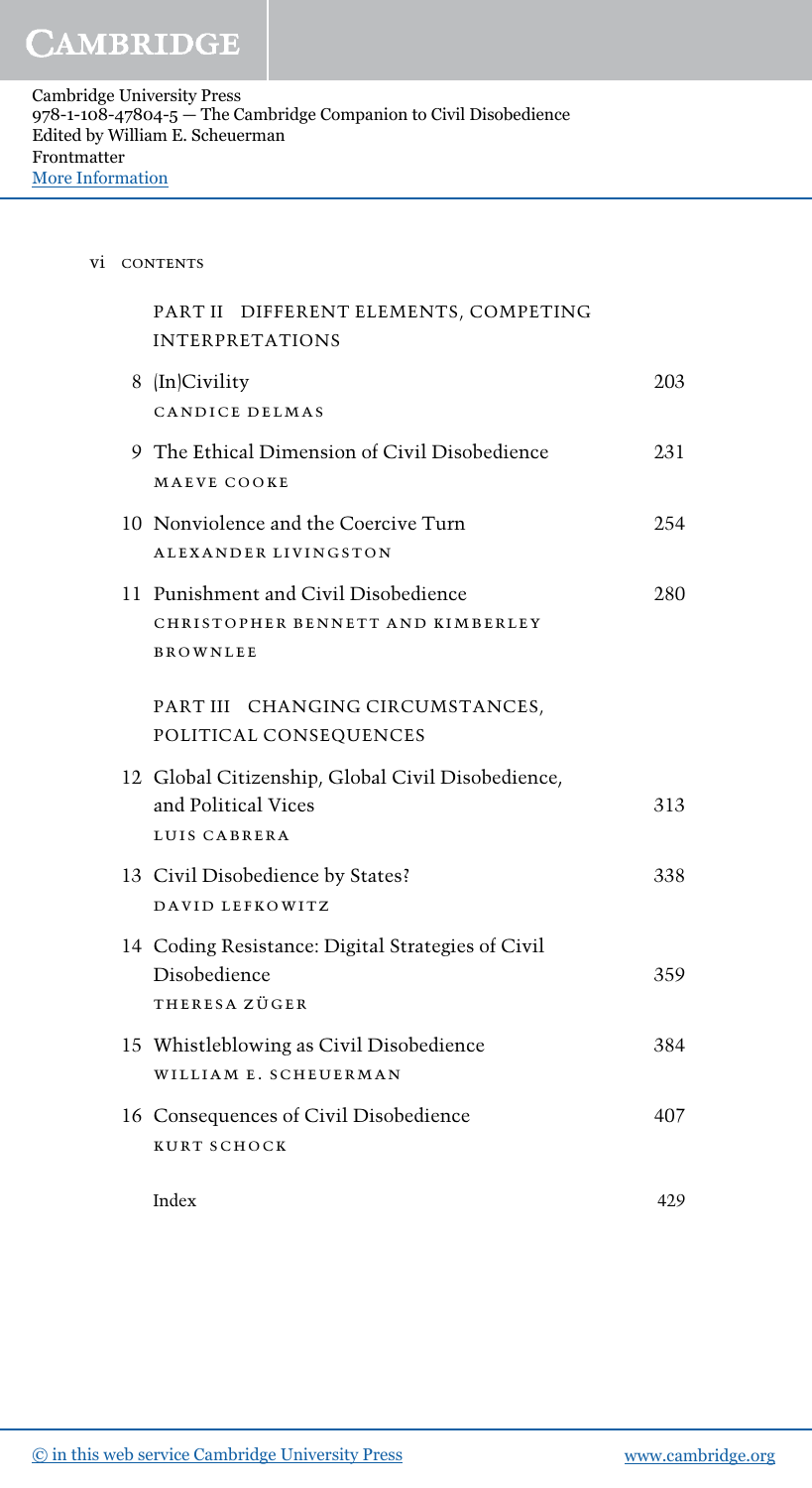## PART II DIFFERENT ELEMENTS, COMPETING INTERPRETATIONS

8 (In)Civility — 203
CANDICE DELMAS

9 The Ethical Dimension of Civil Disobedience — 231
MAEVE COOKE

10 Nonviolence and the Coercive Turn — 254
ALEXANDER LIVINGSTON

11 Punishment and Civil Disobedience — 280
CHRISTOPHER BENNETT AND KIMBERLEY BROWNLEE

## PART III CHANGING CIRCUMSTANCES, POLITICAL CONSEQUENCES

12 Global Citizenship, Global Civil Disobedience, and Political Vices — 313
LUIS CABRERA

13 Civil Disobedience by States? — 338
DAVID LEFKOWITZ

14 Coding Resistance: Digital Strategies of Civil Disobedience — 359
THERESA ZÜGER

15 Whistleblowing as Civil Disobedience — 384
WILLIAM E. SCHEUERMAN

16 Consequences of Civil Disobedience — 407
KURT SCHOCK

Index — 429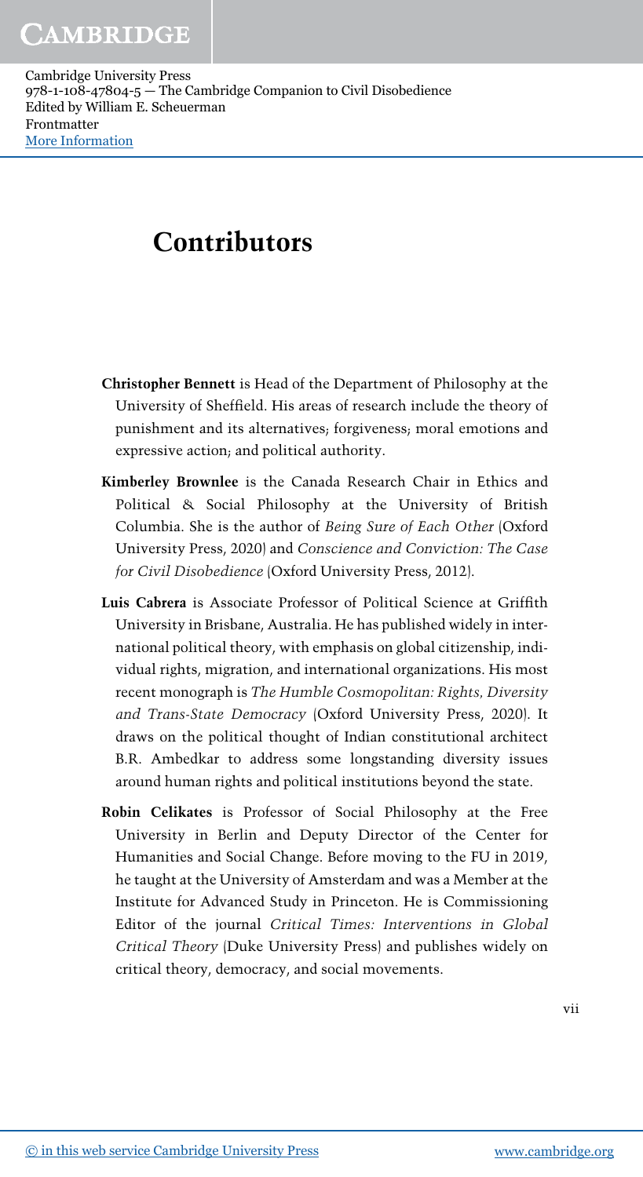# Contributors

**Christopher Bennett** is Head of the Department of Philosophy at the University of Sheffield. His areas of research include the theory of punishment and its alternatives; forgiveness; moral emotions and expressive action; and political authority.

**Kimberley Brownlee** is the Canada Research Chair in Ethics and Political & Social Philosophy at the University of British Columbia. She is the author of *Being Sure of Each Other* (Oxford University Press, 2020) and *Conscience and Conviction: The Case for Civil Disobedience* (Oxford University Press, 2012).

**Luis Cabrera** is Associate Professor of Political Science at Griffith University in Brisbane, Australia. He has published widely in international political theory, with emphasis on global citizenship, individual rights, migration, and international organizations. His most recent monograph is *The Humble Cosmopolitan: Rights, Diversity and Trans-State Democracy* (Oxford University Press, 2020). It draws on the political thought of Indian constitutional architect B.R. Ambedkar to address some longstanding diversity issues around human rights and political institutions beyond the state.

**Robin Celikates** is Professor of Social Philosophy at the Free University in Berlin and Deputy Director of the Center for Humanities and Social Change. Before moving to the FU in 2019, he taught at the University of Amsterdam and was a Member at the Institute for Advanced Study in Princeton. He is Commissioning Editor of the journal *Critical Times: Interventions in Global Critical Theory* (Duke University Press) and publishes widely on critical theory, democracy, and social movements.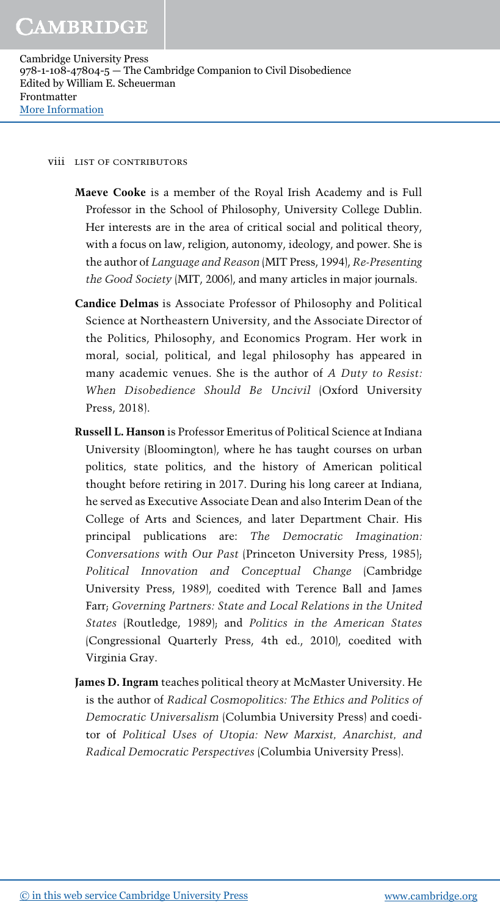**Maeve Cooke** is a member of the Royal Irish Academy and is Full Professor in the School of Philosophy, University College Dublin. Her interests are in the area of critical social and political theory, with a focus on law, religion, autonomy, ideology, and power. She is the author of *Language and Reason* (MIT Press, 1994), *Re-Presenting the Good Society* (MIT, 2006), and many articles in major journals.

**Candice Delmas** is Associate Professor of Philosophy and Political Science at Northeastern University, and the Associate Director of the Politics, Philosophy, and Economics Program. Her work in moral, social, political, and legal philosophy has appeared in many academic venues. She is the author of *A Duty to Resist: When Disobedience Should Be Uncivil* (Oxford University Press, 2018).

**Russell L. Hanson** is Professor Emeritus of Political Science at Indiana University (Bloomington), where he has taught courses on urban politics, state politics, and the history of American political thought before retiring in 2017. During his long career at Indiana, he served as Executive Associate Dean and also Interim Dean of the College of Arts and Sciences, and later Department Chair. His principal publications are: *The Democratic Imagination: Conversations with Our Past* (Princeton University Press, 1985); *Political Innovation and Conceptual Change* (Cambridge University Press, 1989), coedited with Terence Ball and James Farr; *Governing Partners: State and Local Relations in the United States* (Routledge, 1989); and *Politics in the American States* (Congressional Quarterly Press, 4th ed., 2010), coedited with Virginia Gray.

**James D. Ingram** teaches political theory at McMaster University. He is the author of *Radical Cosmopolitics: The Ethics and Politics of Democratic Universalism* (Columbia University Press) and coeditor of *Political Uses of Utopia: New Marxist, Anarchist, and Radical Democratic Perspectives* (Columbia University Press).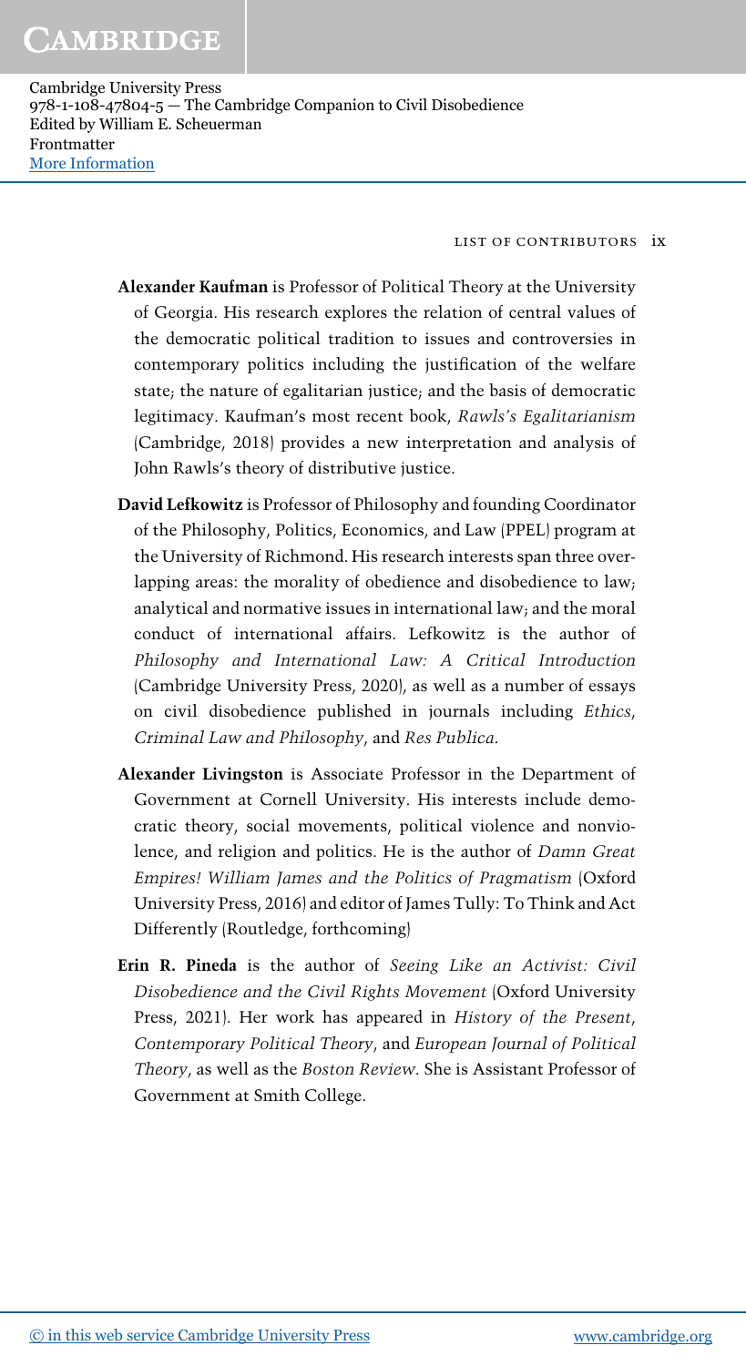**Alexander Kaufman** is Professor of Political Theory at the University of Georgia. His research explores the relation of central values of the democratic political tradition to issues and controversies in contemporary politics including the justification of the welfare state; the nature of egalitarian justice; and the basis of democratic legitimacy. Kaufman's most recent book, *Rawls's Egalitarianism* (Cambridge, 2018) provides a new interpretation and analysis of John Rawls's theory of distributive justice.

**David Lefkowitz** is Professor of Philosophy and founding Coordinator of the Philosophy, Politics, Economics, and Law (PPEL) program at the University of Richmond. His research interests span three overlapping areas: the morality of obedience and disobedience to law; analytical and normative issues in international law; and the moral conduct of international affairs. Lefkowitz is the author of *Philosophy and International Law: A Critical Introduction* (Cambridge University Press, 2020), as well as a number of essays on civil disobedience published in journals including *Ethics*, *Criminal Law and Philosophy*, and *Res Publica*.

**Alexander Livingston** is Associate Professor in the Department of Government at Cornell University. His interests include democratic theory, social movements, political violence and nonviolence, and religion and politics. He is the author of *Damn Great Empires! William James and the Politics of Pragmatism* (Oxford University Press, 2016) and editor of James Tully: To Think and Act Differently (Routledge, forthcoming)

**Erin R. Pineda** is the author of *Seeing Like an Activist: Civil Disobedience and the Civil Rights Movement* (Oxford University Press, 2021). Her work has appeared in *History of the Present*, *Contemporary Political Theory*, and *European Journal of Political Theory*, as well as the *Boston Review*. She is Assistant Professor of Government at Smith College.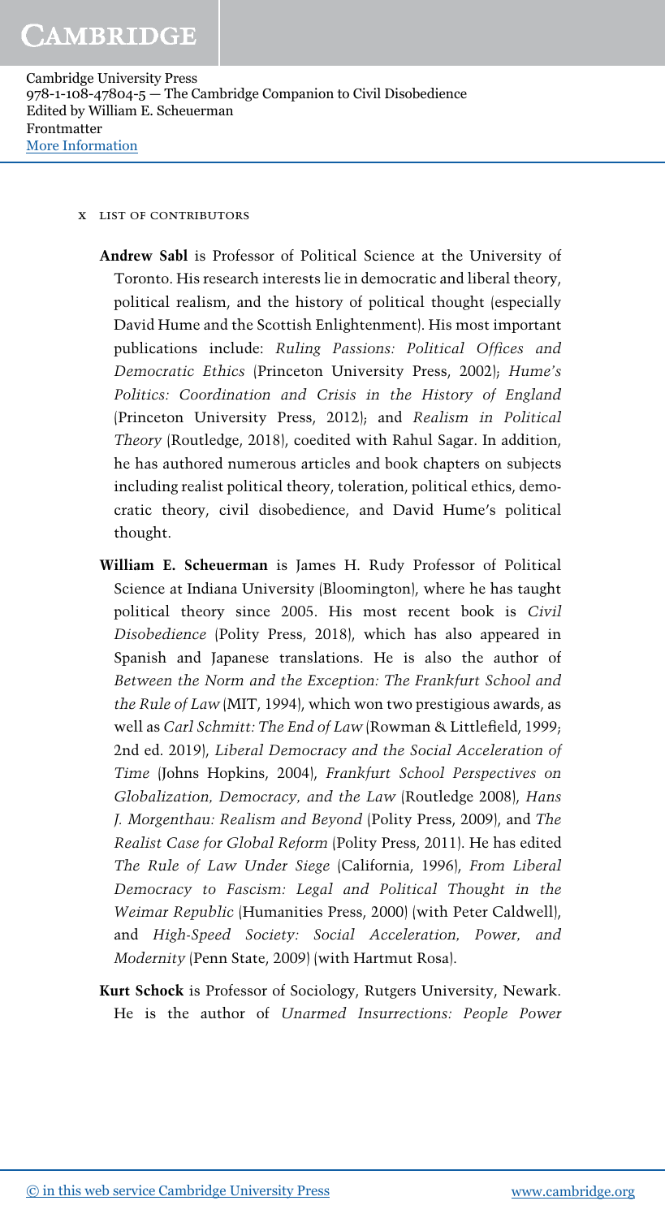**Andrew Sabl** is Professor of Political Science at the University of Toronto. His research interests lie in democratic and liberal theory, political realism, and the history of political thought (especially David Hume and the Scottish Enlightenment). His most important publications include: *Ruling Passions: Political Offices and Democratic Ethics* (Princeton University Press, 2002); *Hume's Politics: Coordination and Crisis in the History of England* (Princeton University Press, 2012); and *Realism in Political Theory* (Routledge, 2018), coedited with Rahul Sagar. In addition, he has authored numerous articles and book chapters on subjects including realist political theory, toleration, political ethics, democratic theory, civil disobedience, and David Hume's political thought.

**William E. Scheuerman** is James H. Rudy Professor of Political Science at Indiana University (Bloomington), where he has taught political theory since 2005. His most recent book is *Civil Disobedience* (Polity Press, 2018), which has also appeared in Spanish and Japanese translations. He is also the author of *Between the Norm and the Exception: The Frankfurt School and the Rule of Law* (MIT, 1994), which won two prestigious awards, as well as *Carl Schmitt: The End of Law* (Rowman & Littlefield, 1999; 2nd ed. 2019), *Liberal Democracy and the Social Acceleration of Time* (Johns Hopkins, 2004), *Frankfurt School Perspectives on Globalization, Democracy, and the Law* (Routledge 2008), *Hans J. Morgenthau: Realism and Beyond* (Polity Press, 2009), and *The Realist Case for Global Reform* (Polity Press, 2011). He has edited *The Rule of Law Under Siege* (California, 1996), *From Liberal Democracy to Fascism: Legal and Political Thought in the Weimar Republic* (Humanities Press, 2000) (with Peter Caldwell), and *High-Speed Society: Social Acceleration, Power, and Modernity* (Penn State, 2009) (with Hartmut Rosa).

**Kurt Schock** is Professor of Sociology, Rutgers University, Newark. He is the author of *Unarmed Insurrections: People Power*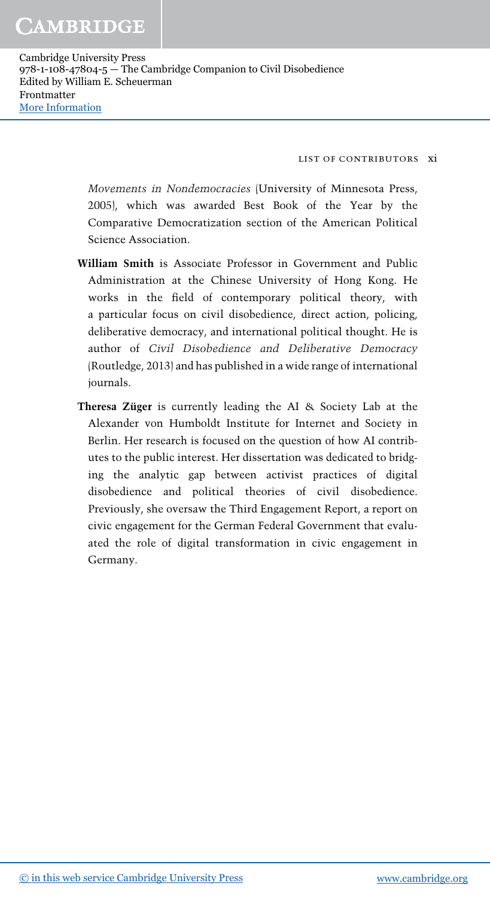*Movements in Nondemocracies* (University of Minnesota Press, 2005), which was awarded Best Book of the Year by the Comparative Democratization section of the American Political Science Association.

**William Smith** is Associate Professor in Government and Public Administration at the Chinese University of Hong Kong. He works in the field of contemporary political theory, with a particular focus on civil disobedience, direct action, policing, deliberative democracy, and international political thought. He is author of *Civil Disobedience and Deliberative Democracy* (Routledge, 2013) and has published in a wide range of international journals.

**Theresa Züger** is currently leading the AI & Society Lab at the Alexander von Humboldt Institute for Internet and Society in Berlin. Her research is focused on the question of how AI contributes to the public interest. Her dissertation was dedicated to bridging the analytic gap between activist practices of digital disobedience and political theories of civil disobedience. Previously, she oversaw the Third Engagement Report, a report on civic engagement for the German Federal Government that evaluated the role of digital transformation in civic engagement in Germany.